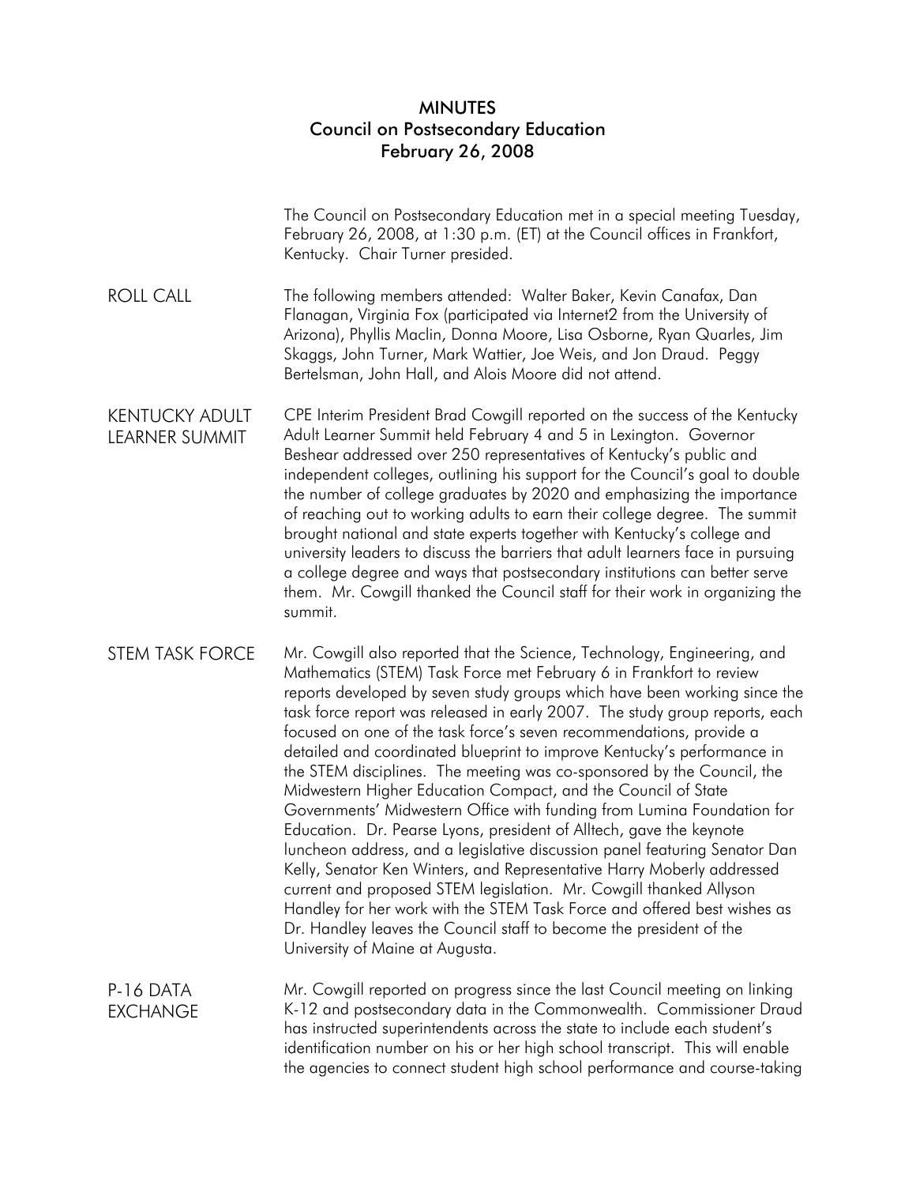# MINUTES
## Council on Postsecondary Education
## February 26, 2008

The Council on Postsecondary Education met in a special meeting Tuesday, February 26, 2008, at 1:30 p.m. (ET) at the Council offices in Frankfort, Kentucky. Chair Turner presided.

**ROLL CALL**

The following members attended: Walter Baker, Kevin Canafax, Dan Flanagan, Virginia Fox (participated via Internet2 from the University of Arizona), Phyllis Maclin, Donna Moore, Lisa Osborne, Ryan Quarles, Jim Skaggs, John Turner, Mark Wattier, Joe Weis, and Jon Draud. Peggy Bertelsman, John Hall, and Alois Moore did not attend.

**KENTUCKY ADULT LEARNER SUMMIT**

CPE Interim President Brad Cowgill reported on the success of the Kentucky Adult Learner Summit held February 4 and 5 in Lexington. Governor Beshear addressed over 250 representatives of Kentucky's public and independent colleges, outlining his support for the Council's goal to double the number of college graduates by 2020 and emphasizing the importance of reaching out to working adults to earn their college degree. The summit brought national and state experts together with Kentucky's college and university leaders to discuss the barriers that adult learners face in pursuing a college degree and ways that postsecondary institutions can better serve them. Mr. Cowgill thanked the Council staff for their work in organizing the summit.

**STEM TASK FORCE**

Mr. Cowgill also reported that the Science, Technology, Engineering, and Mathematics (STEM) Task Force met February 6 in Frankfort to review reports developed by seven study groups which have been working since the task force report was released in early 2007. The study group reports, each focused on one of the task force's seven recommendations, provide a detailed and coordinated blueprint to improve Kentucky's performance in the STEM disciplines. The meeting was co-sponsored by the Council, the Midwestern Higher Education Compact, and the Council of State Governments' Midwestern Office with funding from Lumina Foundation for Education. Dr. Pearse Lyons, president of Alltech, gave the keynote luncheon address, and a legislative discussion panel featuring Senator Dan Kelly, Senator Ken Winters, and Representative Harry Moberly addressed current and proposed STEM legislation. Mr. Cowgill thanked Allyson Handley for her work with the STEM Task Force and offered best wishes as Dr. Handley leaves the Council staff to become the president of the University of Maine at Augusta.

**P-16 DATA EXCHANGE**

Mr. Cowgill reported on progress since the last Council meeting on linking K-12 and postsecondary data in the Commonwealth. Commissioner Draud has instructed superintendents across the state to include each student's identification number on his or her high school transcript. This will enable the agencies to connect student high school performance and course-taking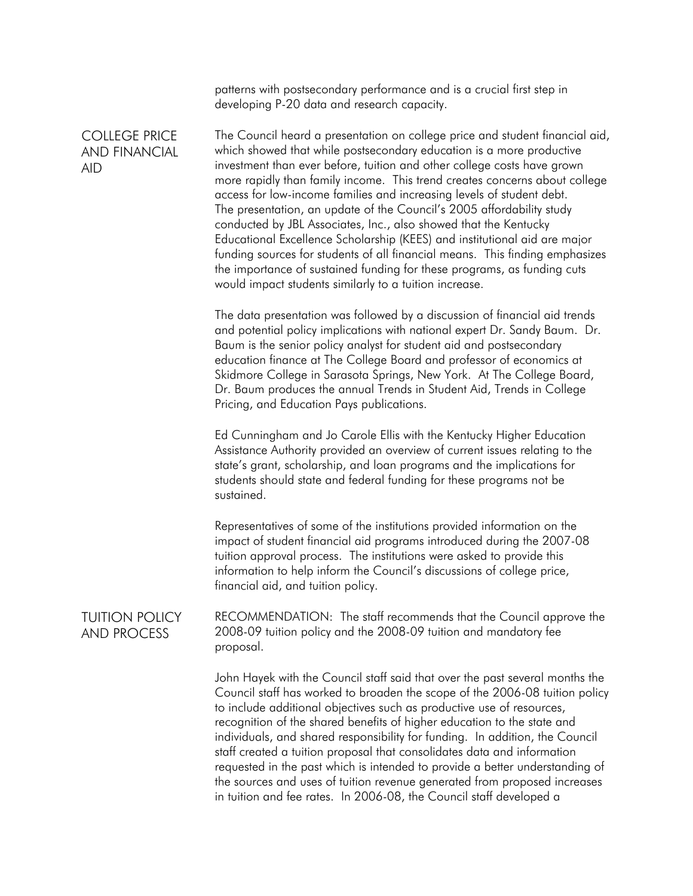patterns with postsecondary performance and is a crucial first step in developing P-20 data and research capacity.

## COLLEGE PRICE AND FINANCIAL AID

The Council heard a presentation on college price and student financial aid, which showed that while postsecondary education is a more productive investment than ever before, tuition and other college costs have grown more rapidly than family income. This trend creates concerns about college access for low-income families and increasing levels of student debt. The presentation, an update of the Council's 2005 affordability study conducted by JBL Associates, Inc., also showed that the Kentucky Educational Excellence Scholarship (KEES) and institutional aid are major funding sources for students of all financial means. This finding emphasizes the importance of sustained funding for these programs, as funding cuts would impact students similarly to a tuition increase.

The data presentation was followed by a discussion of financial aid trends and potential policy implications with national expert Dr. Sandy Baum. Dr. Baum is the senior policy analyst for student aid and postsecondary education finance at The College Board and professor of economics at Skidmore College in Sarasota Springs, New York. At The College Board, Dr. Baum produces the annual Trends in Student Aid, Trends in College Pricing, and Education Pays publications.

Ed Cunningham and Jo Carole Ellis with the Kentucky Higher Education Assistance Authority provided an overview of current issues relating to the state's grant, scholarship, and loan programs and the implications for students should state and federal funding for these programs not be sustained.

Representatives of some of the institutions provided information on the impact of student financial aid programs introduced during the 2007-08 tuition approval process. The institutions were asked to provide this information to help inform the Council's discussions of college price, financial aid, and tuition policy.

## TUITION POLICY AND PROCESS

RECOMMENDATION: The staff recommends that the Council approve the 2008-09 tuition policy and the 2008-09 tuition and mandatory fee proposal.

John Hayek with the Council staff said that over the past several months the Council staff has worked to broaden the scope of the 2006-08 tuition policy to include additional objectives such as productive use of resources, recognition of the shared benefits of higher education to the state and individuals, and shared responsibility for funding. In addition, the Council staff created a tuition proposal that consolidates data and information requested in the past which is intended to provide a better understanding of the sources and uses of tuition revenue generated from proposed increases in tuition and fee rates. In 2006-08, the Council staff developed a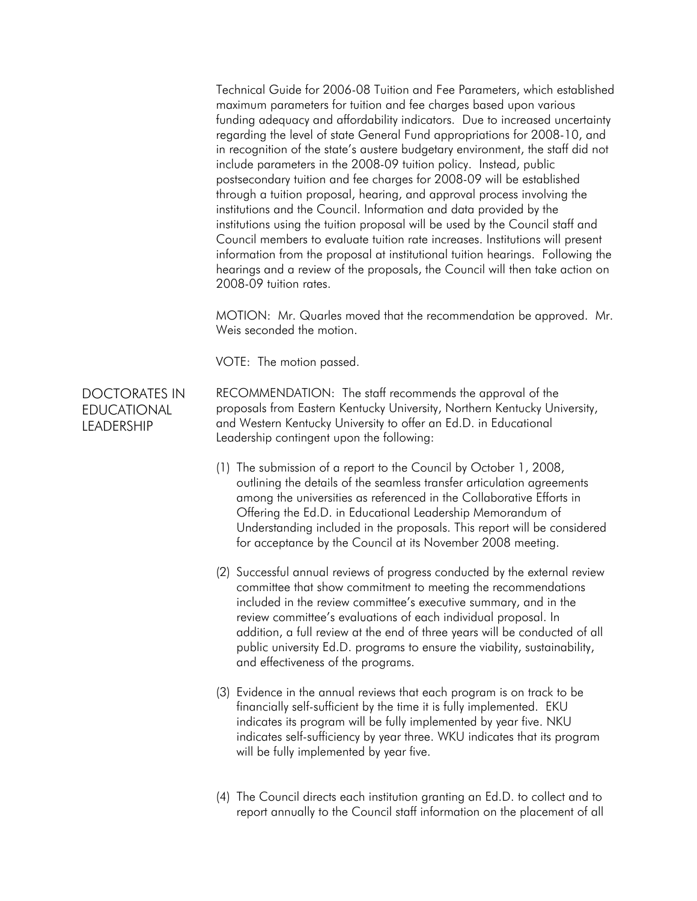Technical Guide for 2006-08 Tuition and Fee Parameters, which established maximum parameters for tuition and fee charges based upon various funding adequacy and affordability indicators. Due to increased uncertainty regarding the level of state General Fund appropriations for 2008-10, and in recognition of the state's austere budgetary environment, the staff did not include parameters in the 2008-09 tuition policy. Instead, public postsecondary tuition and fee charges for 2008-09 will be established through a tuition proposal, hearing, and approval process involving the institutions and the Council. Information and data provided by the institutions using the tuition proposal will be used by the Council staff and Council members to evaluate tuition rate increases. Institutions will present information from the proposal at institutional tuition hearings. Following the hearings and a review of the proposals, the Council will then take action on 2008-09 tuition rates.

MOTION: Mr. Quarles moved that the recommendation be approved. Mr. Weis seconded the motion.

VOTE: The motion passed.

## DOCTORATES IN EDUCATIONAL LEADERSHIP

RECOMMENDATION: The staff recommends the approval of the proposals from Eastern Kentucky University, Northern Kentucky University, and Western Kentucky University to offer an Ed.D. in Educational Leadership contingent upon the following:

(1) The submission of a report to the Council by October 1, 2008, outlining the details of the seamless transfer articulation agreements among the universities as referenced in the Collaborative Efforts in Offering the Ed.D. in Educational Leadership Memorandum of Understanding included in the proposals. This report will be considered for acceptance by the Council at its November 2008 meeting.

(2) Successful annual reviews of progress conducted by the external review committee that show commitment to meeting the recommendations included in the review committee's executive summary, and in the review committee's evaluations of each individual proposal. In addition, a full review at the end of three years will be conducted of all public university Ed.D. programs to ensure the viability, sustainability, and effectiveness of the programs.

(3) Evidence in the annual reviews that each program is on track to be financially self-sufficient by the time it is fully implemented. EKU indicates its program will be fully implemented by year five. NKU indicates self-sufficiency by year three. WKU indicates that its program will be fully implemented by year five.

(4) The Council directs each institution granting an Ed.D. to collect and to report annually to the Council staff information on the placement of all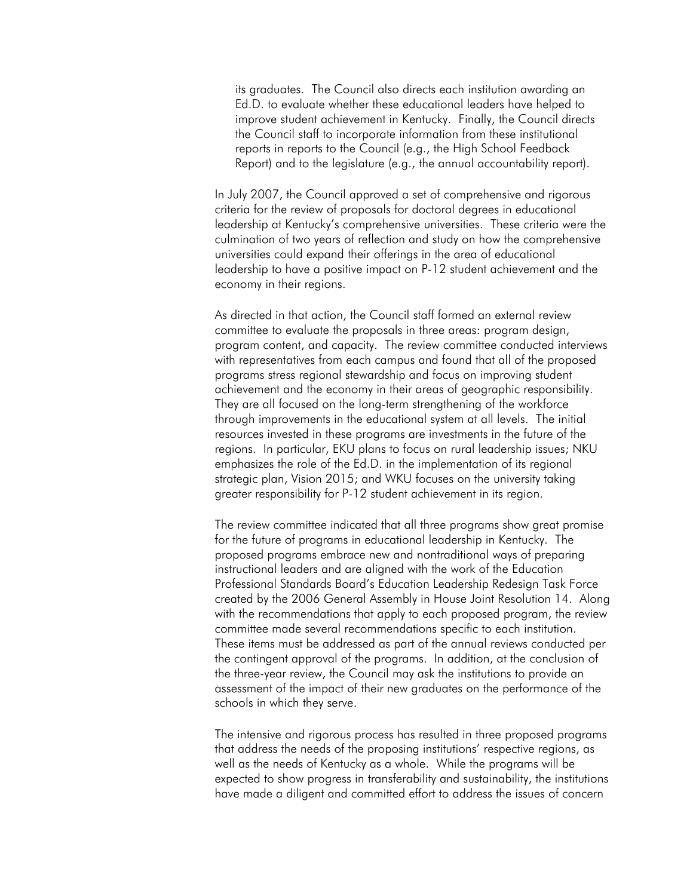its graduates. The Council also directs each institution awarding an Ed.D. to evaluate whether these educational leaders have helped to improve student achievement in Kentucky. Finally, the Council directs the Council staff to incorporate information from these institutional reports in reports to the Council (e.g., the High School Feedback Report) and to the legislature (e.g., the annual accountability report).

In July 2007, the Council approved a set of comprehensive and rigorous criteria for the review of proposals for doctoral degrees in educational leadership at Kentucky's comprehensive universities. These criteria were the culmination of two years of reflection and study on how the comprehensive universities could expand their offerings in the area of educational leadership to have a positive impact on P-12 student achievement and the economy in their regions.

As directed in that action, the Council staff formed an external review committee to evaluate the proposals in three areas: program design, program content, and capacity. The review committee conducted interviews with representatives from each campus and found that all of the proposed programs stress regional stewardship and focus on improving student achievement and the economy in their areas of geographic responsibility. They are all focused on the long-term strengthening of the workforce through improvements in the educational system at all levels. The initial resources invested in these programs are investments in the future of the regions. In particular, EKU plans to focus on rural leadership issues; NKU emphasizes the role of the Ed.D. in the implementation of its regional strategic plan, Vision 2015; and WKU focuses on the university taking greater responsibility for P-12 student achievement in its region.

The review committee indicated that all three programs show great promise for the future of programs in educational leadership in Kentucky. The proposed programs embrace new and nontraditional ways of preparing instructional leaders and are aligned with the work of the Education Professional Standards Board's Education Leadership Redesign Task Force created by the 2006 General Assembly in House Joint Resolution 14. Along with the recommendations that apply to each proposed program, the review committee made several recommendations specific to each institution. These items must be addressed as part of the annual reviews conducted per the contingent approval of the programs. In addition, at the conclusion of the three-year review, the Council may ask the institutions to provide an assessment of the impact of their new graduates on the performance of the schools in which they serve.

The intensive and rigorous process has resulted in three proposed programs that address the needs of the proposing institutions' respective regions, as well as the needs of Kentucky as a whole. While the programs will be expected to show progress in transferability and sustainability, the institutions have made a diligent and committed effort to address the issues of concern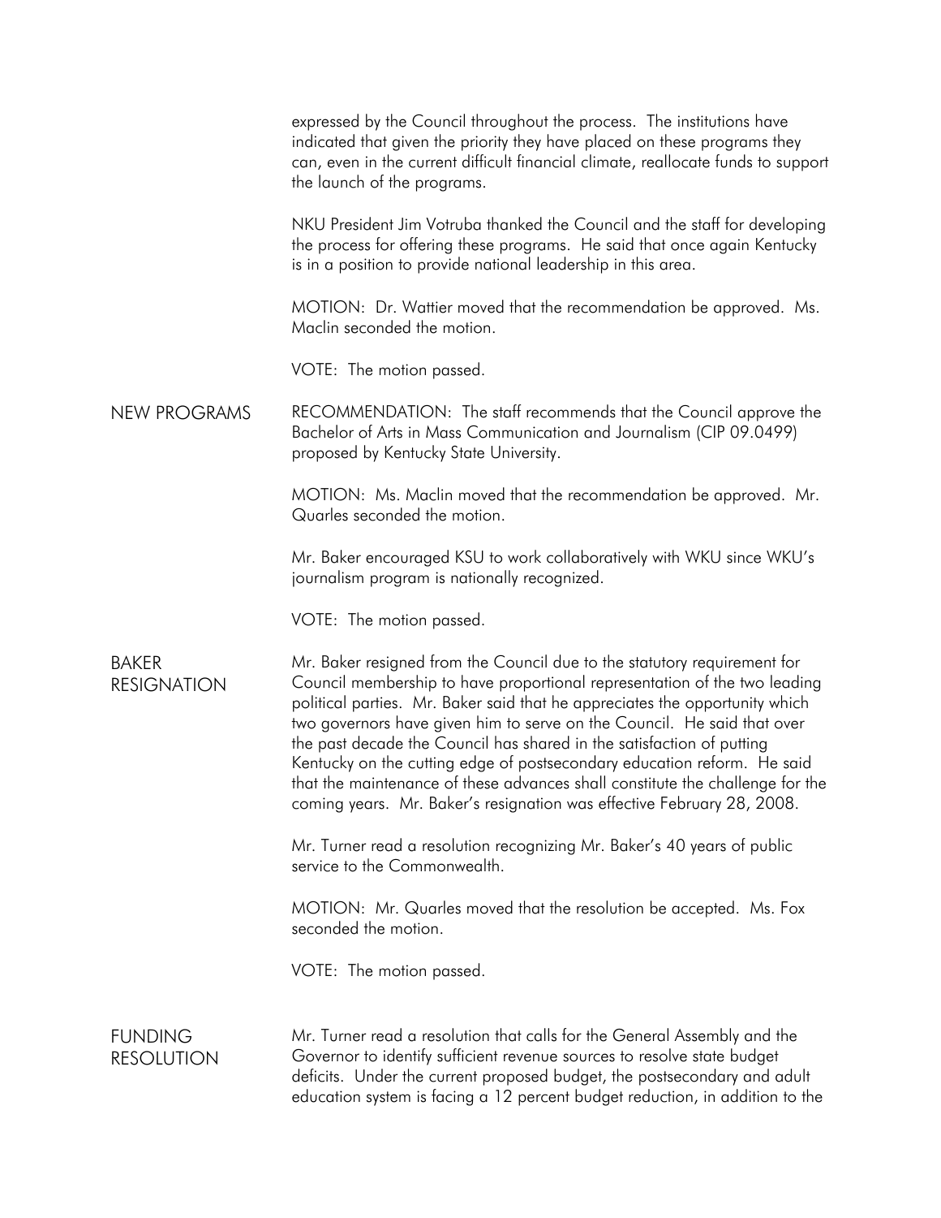expressed by the Council throughout the process. The institutions have indicated that given the priority they have placed on these programs they can, even in the current difficult financial climate, reallocate funds to support the launch of the programs.

NKU President Jim Votruba thanked the Council and the staff for developing the process for offering these programs. He said that once again Kentucky is in a position to provide national leadership in this area.

MOTION: Dr. Wattier moved that the recommendation be approved. Ms. Maclin seconded the motion.

VOTE: The motion passed.

## NEW PROGRAMS

RECOMMENDATION: The staff recommends that the Council approve the Bachelor of Arts in Mass Communication and Journalism (CIP 09.0499) proposed by Kentucky State University.

MOTION: Ms. Maclin moved that the recommendation be approved. Mr. Quarles seconded the motion.

Mr. Baker encouraged KSU to work collaboratively with WKU since WKU's journalism program is nationally recognized.

VOTE: The motion passed.

## BAKER RESIGNATION

Mr. Baker resigned from the Council due to the statutory requirement for Council membership to have proportional representation of the two leading political parties. Mr. Baker said that he appreciates the opportunity which two governors have given him to serve on the Council. He said that over the past decade the Council has shared in the satisfaction of putting Kentucky on the cutting edge of postsecondary education reform. He said that the maintenance of these advances shall constitute the challenge for the coming years. Mr. Baker's resignation was effective February 28, 2008.

Mr. Turner read a resolution recognizing Mr. Baker's 40 years of public service to the Commonwealth.

MOTION: Mr. Quarles moved that the resolution be accepted. Ms. Fox seconded the motion.

VOTE: The motion passed.

## FUNDING RESOLUTION

Mr. Turner read a resolution that calls for the General Assembly and the Governor to identify sufficient revenue sources to resolve state budget deficits. Under the current proposed budget, the postsecondary and adult education system is facing a 12 percent budget reduction, in addition to the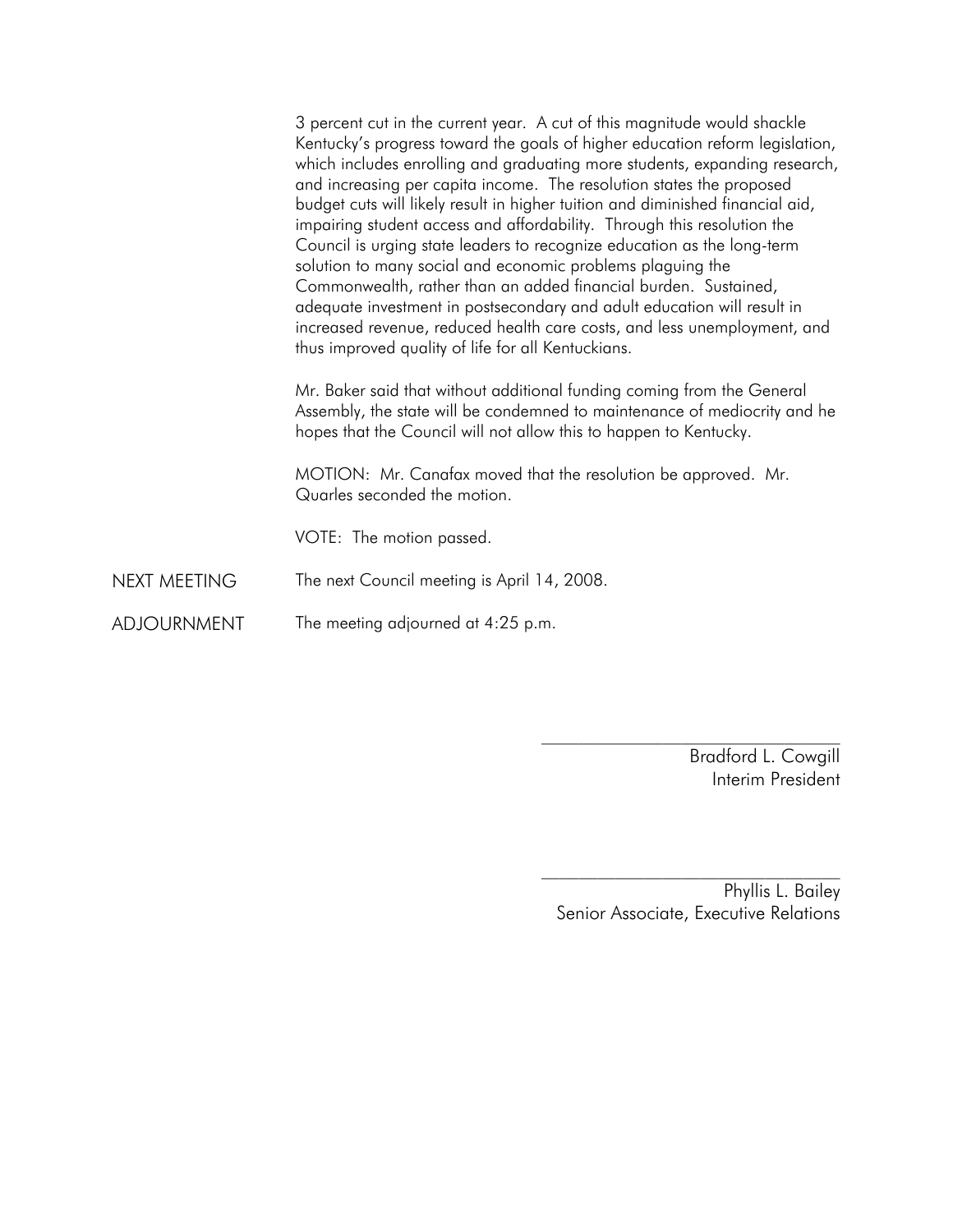3 percent cut in the current year. A cut of this magnitude would shackle Kentucky's progress toward the goals of higher education reform legislation, which includes enrolling and graduating more students, expanding research, and increasing per capita income. The resolution states the proposed budget cuts will likely result in higher tuition and diminished financial aid, impairing student access and affordability. Through this resolution the Council is urging state leaders to recognize education as the long-term solution to many social and economic problems plaguing the Commonwealth, rather than an added financial burden. Sustained, adequate investment in postsecondary and adult education will result in increased revenue, reduced health care costs, and less unemployment, and thus improved quality of life for all Kentuckians.

Mr. Baker said that without additional funding coming from the General Assembly, the state will be condemned to maintenance of mediocrity and he hopes that the Council will not allow this to happen to Kentucky.

MOTION: Mr. Canafax moved that the resolution be approved. Mr. Quarles seconded the motion.

VOTE: The motion passed.

NEXT MEETING

The next Council meeting is April 14, 2008.

ADJOURNMENT

The meeting adjourned at 4:25 p.m.

\_\_\_\_\_\_\_\_\_\_\_\_\_\_\_\_\_\_\_\_\_\_\_\_\_\_\_\_\_\_\_\_

Bradford L. Cowgill
Interim President

\_\_\_\_\_\_\_\_\_\_\_\_\_\_\_\_\_\_\_\_\_\_\_\_\_\_\_\_\_\_\_\_

Phyllis L. Bailey
Senior Associate, Executive Relations